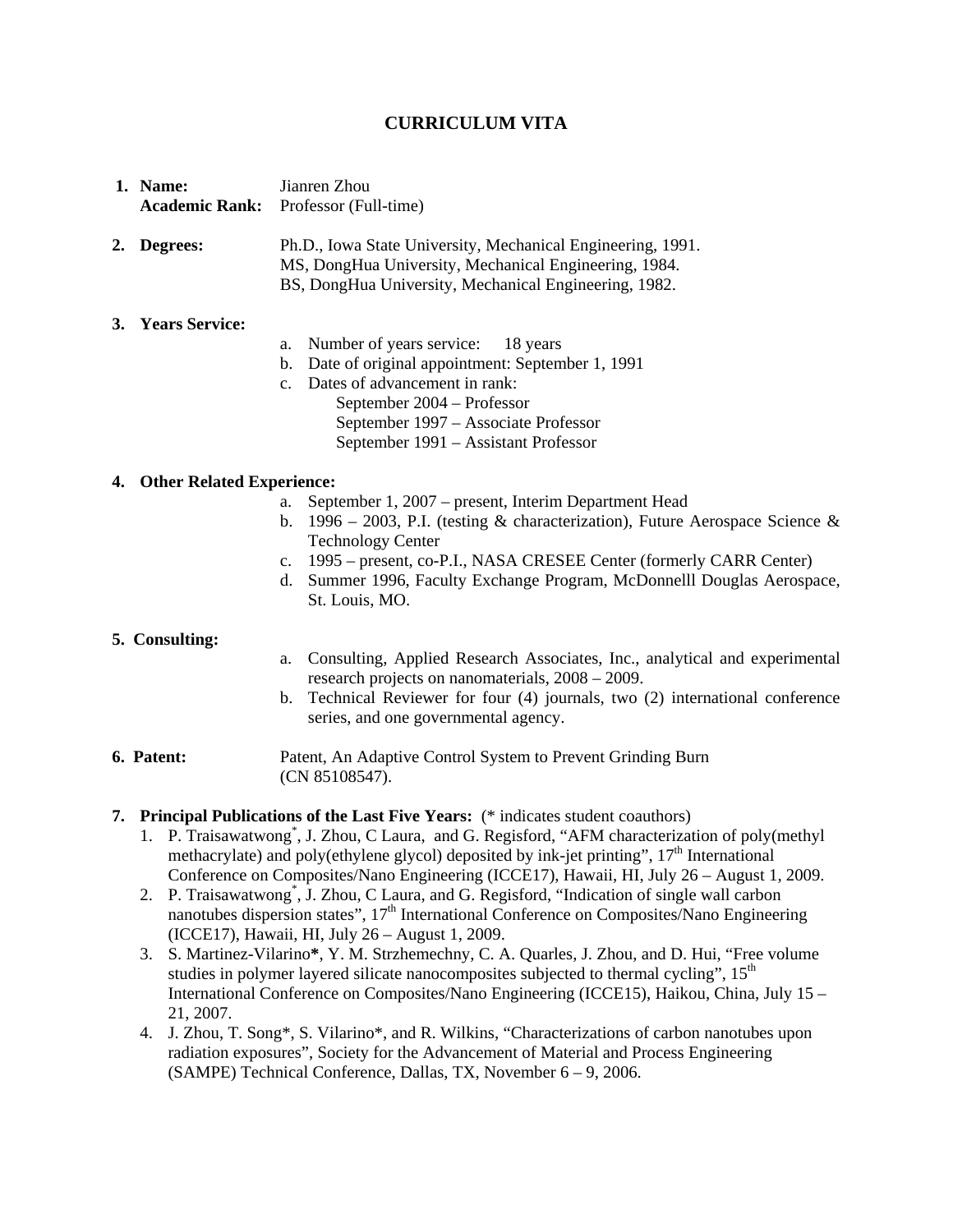# CURRICULUM VITA

1. **Name:** Jianren Zhou
   **Academic Rank:** Professor (Full-time)

2. **Degrees:** Ph.D., Iowa State University, Mechanical Engineering, 1991.
   MS, DongHua University, Mechanical Engineering, 1984.
   BS, DongHua University, Mechanical Engineering, 1982.

3. **Years Service:**
   a. Number of years service: 18 years
   b. Date of original appointment: September 1, 1991
   c. Dates of advancement in rank:
      September 2004 – Professor
      September 1997 – Associate Professor
      September 1991 – Assistant Professor

4. **Other Related Experience:**
   a. September 1, 2007 – present, Interim Department Head
   b. 1996 – 2003, P.I. (testing & characterization), Future Aerospace Science & Technology Center
   c. 1995 – present, co-P.I., NASA CRESEE Center (formerly CARR Center)
   d. Summer 1996, Faculty Exchange Program, McDonnelll Douglas Aerospace, St. Louis, MO.

5. **Consulting:**
   a. Consulting, Applied Research Associates, Inc., analytical and experimental research projects on nanomaterials, 2008 – 2009.
   b. Technical Reviewer for four (4) journals, two (2) international conference series, and one governmental agency.

6. **Patent:** Patent, An Adaptive Control System to Prevent Grinding Burn (CN 85108547).

7. **Principal Publications of the Last Five Years:** (* indicates student coauthors)
   1. P. Traisawatwong*, J. Zhou, C Laura, and G. Regisford, "AFM characterization of poly(methyl methacrylate) and poly(ethylene glycol) deposited by ink-jet printing", 17th International Conference on Composites/Nano Engineering (ICCE17), Hawaii, HI, July 26 – August 1, 2009.
   2. P. Traisawatwong*, J. Zhou, C Laura, and G. Regisford, "Indication of single wall carbon nanotubes dispersion states", 17th International Conference on Composites/Nano Engineering (ICCE17), Hawaii, HI, July 26 – August 1, 2009.
   3. S. Martinez-Vilarino**\***, Y. M. Strzhemechny, C. A. Quarles, J. Zhou, and D. Hui, "Free volume studies in polymer layered silicate nanocomposites subjected to thermal cycling", 15th International Conference on Composites/Nano Engineering (ICCE15), Haikou, China, July 15 – 21, 2007.
   4. J. Zhou, T. Song*, S. Vilarino*, and R. Wilkins, "Characterizations of carbon nanotubes upon radiation exposures", Society for the Advancement of Material and Process Engineering (SAMPE) Technical Conference, Dallas, TX, November 6 – 9, 2006.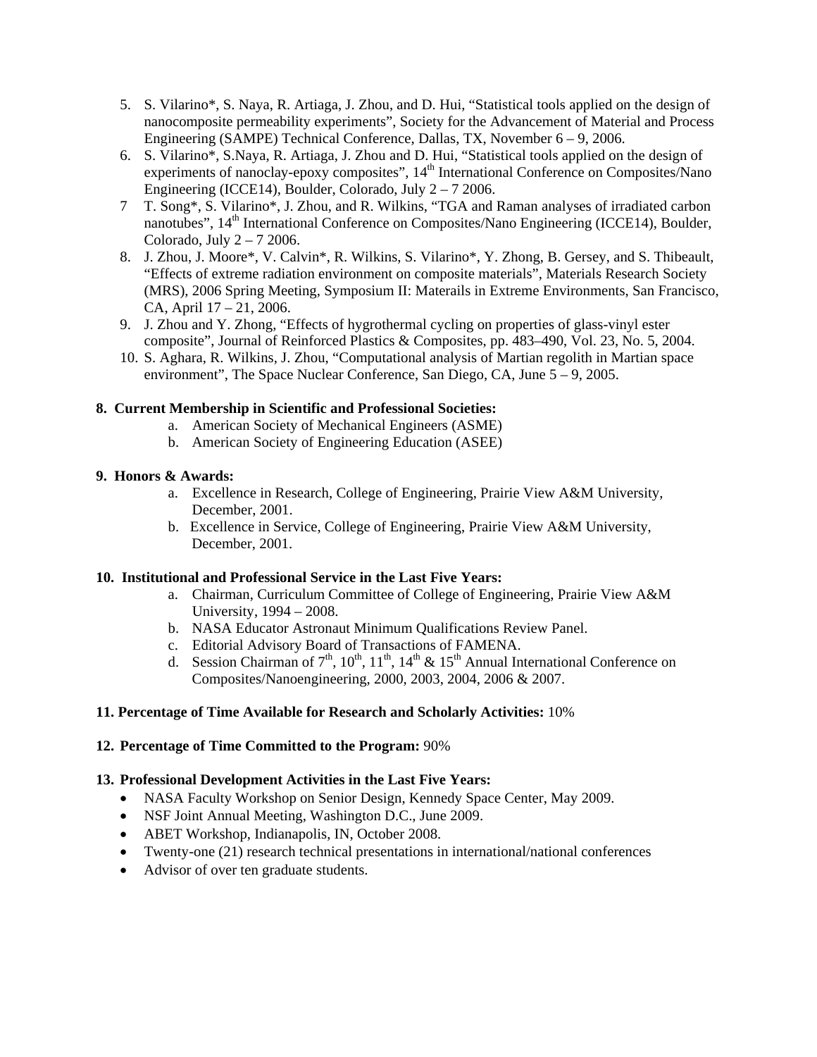5. S. Vilarino*, S. Naya, R. Artiaga, J. Zhou, and D. Hui, “Statistical tools applied on the design of nanocomposite permeability experiments”, Society for the Advancement of Material and Process Engineering (SAMPE) Technical Conference, Dallas, TX, November 6 – 9, 2006.
6. S. Vilarino*, S.Naya, R. Artiaga, J. Zhou and D. Hui, “Statistical tools applied on the design of experiments of nanoclay-epoxy composites”, 14th International Conference on Composites/Nano Engineering (ICCE14), Boulder, Colorado, July 2 – 7 2006.
7. T. Song*, S. Vilarino*, J. Zhou, and R. Wilkins, “TGA and Raman analyses of irradiated carbon nanotubes”, 14th International Conference on Composites/Nano Engineering (ICCE14), Boulder, Colorado, July 2 – 7 2006.
8. J. Zhou, J. Moore*, V. Calvin*, R. Wilkins, S. Vilarino*, Y. Zhong, B. Gersey, and S. Thibeault, “Effects of extreme radiation environment on composite materials”, Materials Research Society (MRS), 2006 Spring Meeting, Symposium II: Materails in Extreme Environments, San Francisco, CA, April 17 – 21, 2006.
9. J. Zhou and Y. Zhong, “Effects of hygrothermal cycling on properties of glass-vinyl ester composite”, Journal of Reinforced Plastics & Composites, pp. 483–490, Vol. 23, No. 5, 2004.
10. S. Aghara, R. Wilkins, J. Zhou, “Computational analysis of Martian regolith in Martian space environment”, The Space Nuclear Conference, San Diego, CA, June 5 – 9, 2005.

**8. Current Membership in Scientific and Professional Societies:**

a. American Society of Mechanical Engineers (ASME)
b. American Society of Engineering Education (ASEE)

**9. Honors & Awards:**

a. Excellence in Research, College of Engineering, Prairie View A&M University, December, 2001.
b. Excellence in Service, College of Engineering, Prairie View A&M University, December, 2001.

**10. Institutional and Professional Service in the Last Five Years:**

a. Chairman, Curriculum Committee of College of Engineering, Prairie View A&M University, 1994 – 2008.
b. NASA Educator Astronaut Minimum Qualifications Review Panel.
c. Editorial Advisory Board of Transactions of FAMENA.
d. Session Chairman of 7th, 10th, 11th, 14th & 15th Annual International Conference on Composites/Nanoengineering, 2000, 2003, 2004, 2006 & 2007.

**11. Percentage of Time Available for Research and Scholarly Activities:** 10%

**12. Percentage of Time Committed to the Program:** 90%

**13. Professional Development Activities in the Last Five Years:**

- NASA Faculty Workshop on Senior Design, Kennedy Space Center, May 2009.
- NSF Joint Annual Meeting, Washington D.C., June 2009.
- ABET Workshop, Indianapolis, IN, October 2008.
- Twenty-one (21) research technical presentations in international/national conferences
- Advisor of over ten graduate students.